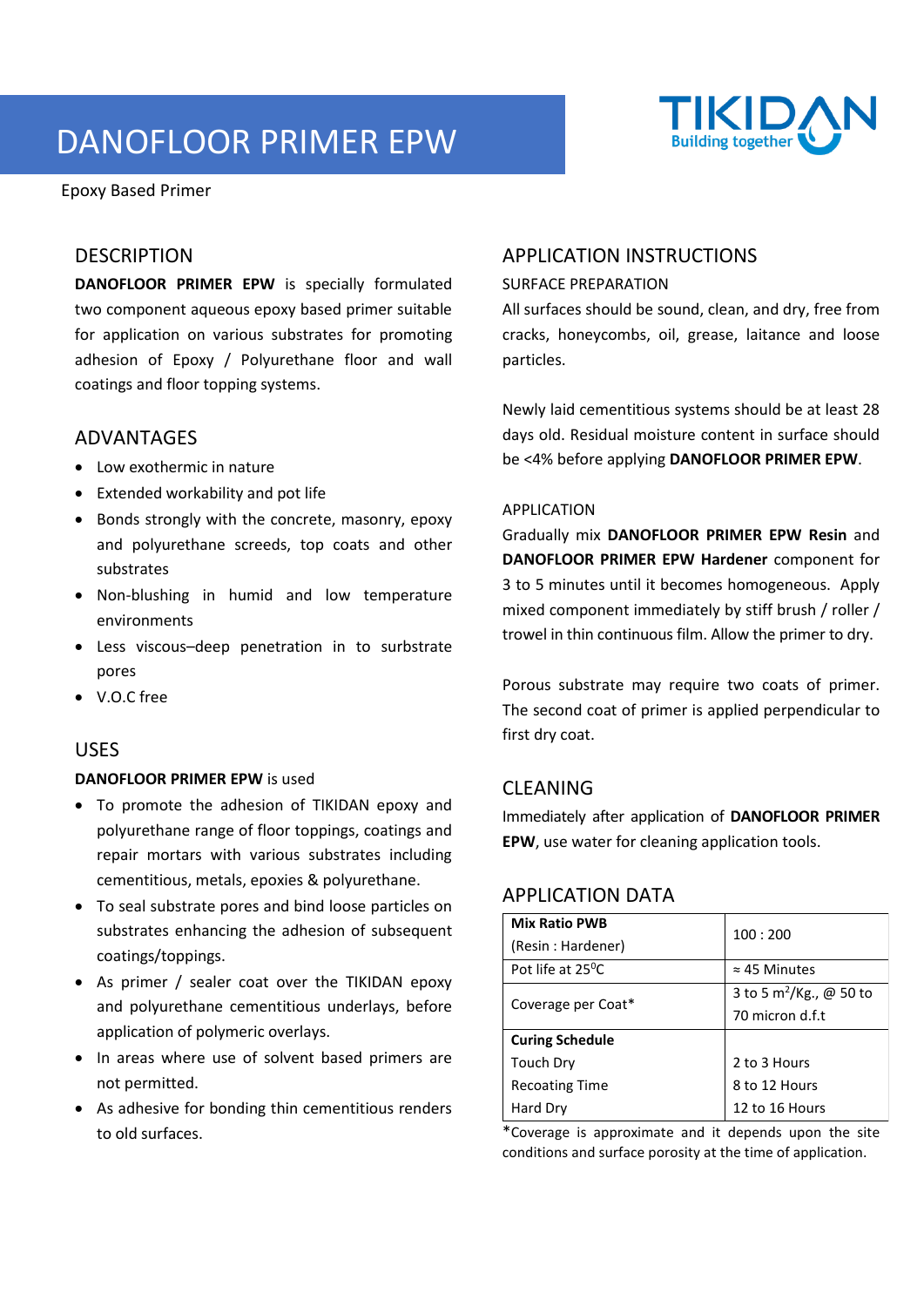# DANOFLOOR PRIMER EPW

TIKIDAN
Building together

Epoxy Based Primer

## DESCRIPTION

**DANOFLOOR PRIMER EPW** is specially formulated two component aqueous epoxy based primer suitable for application on various substrates for promoting adhesion of Epoxy / Polyurethane floor and wall coatings and floor topping systems.

## ADVANTAGES

- Low exothermic in nature
- Extended workability and pot life
- Bonds strongly with the concrete, masonry, epoxy and polyurethane screeds, top coats and other substrates
- Non-blushing in humid and low temperature environments
- Less viscous–deep penetration in to surbstrate pores
- V.O.C free

## USES

**DANOFLOOR PRIMER EPW** is used

- To promote the adhesion of TIKIDAN epoxy and polyurethane range of floor toppings, coatings and repair mortars with various substrates including cementitious, metals, epoxies & polyurethane.
- To seal substrate pores and bind loose particles on substrates enhancing the adhesion of subsequent coatings/toppings.
- As primer / sealer coat over the TIKIDAN epoxy and polyurethane cementitious underlays, before application of polymeric overlays.
- In areas where use of solvent based primers are not permitted.
- As adhesive for bonding thin cementitious renders to old surfaces.

## APPLICATION INSTRUCTIONS

### SURFACE PREPARATION

All surfaces should be sound, clean, and dry, free from cracks, honeycombs, oil, grease, laitance and loose particles.

Newly laid cementitious systems should be at least 28 days old. Residual moisture content in surface should be <4% before applying **DANOFLOOR PRIMER EPW**.

### APPLICATION

Gradually mix **DANOFLOOR PRIMER EPW Resin** and **DANOFLOOR PRIMER EPW Hardener** component for 3 to 5 minutes until it becomes homogeneous. Apply mixed component immediately by stiff brush / roller / trowel in thin continuous film. Allow the primer to dry.

Porous substrate may require two coats of primer. The second coat of primer is applied perpendicular to first dry coat.

## CLEANING

Immediately after application of **DANOFLOOR PRIMER EPW**, use water for cleaning application tools.

## APPLICATION DATA

| **Mix Ratio PWB** (Resin : Hardener) | 100 : 200 |
|---|---|
| Pot life at 25$^0$C | ≈ 45 Minutes |
| Coverage per Coat* | 3 to 5 $m^2$/Kg., @ 50 to 70 micron d.f.t |
| **Curing Schedule** | |
| Touch Dry | 2 to 3 Hours |
| Recoating Time | 8 to 12 Hours |
| Hard Dry | 12 to 16 Hours |

*Coverage is approximate and it depends upon the site conditions and surface porosity at the time of application.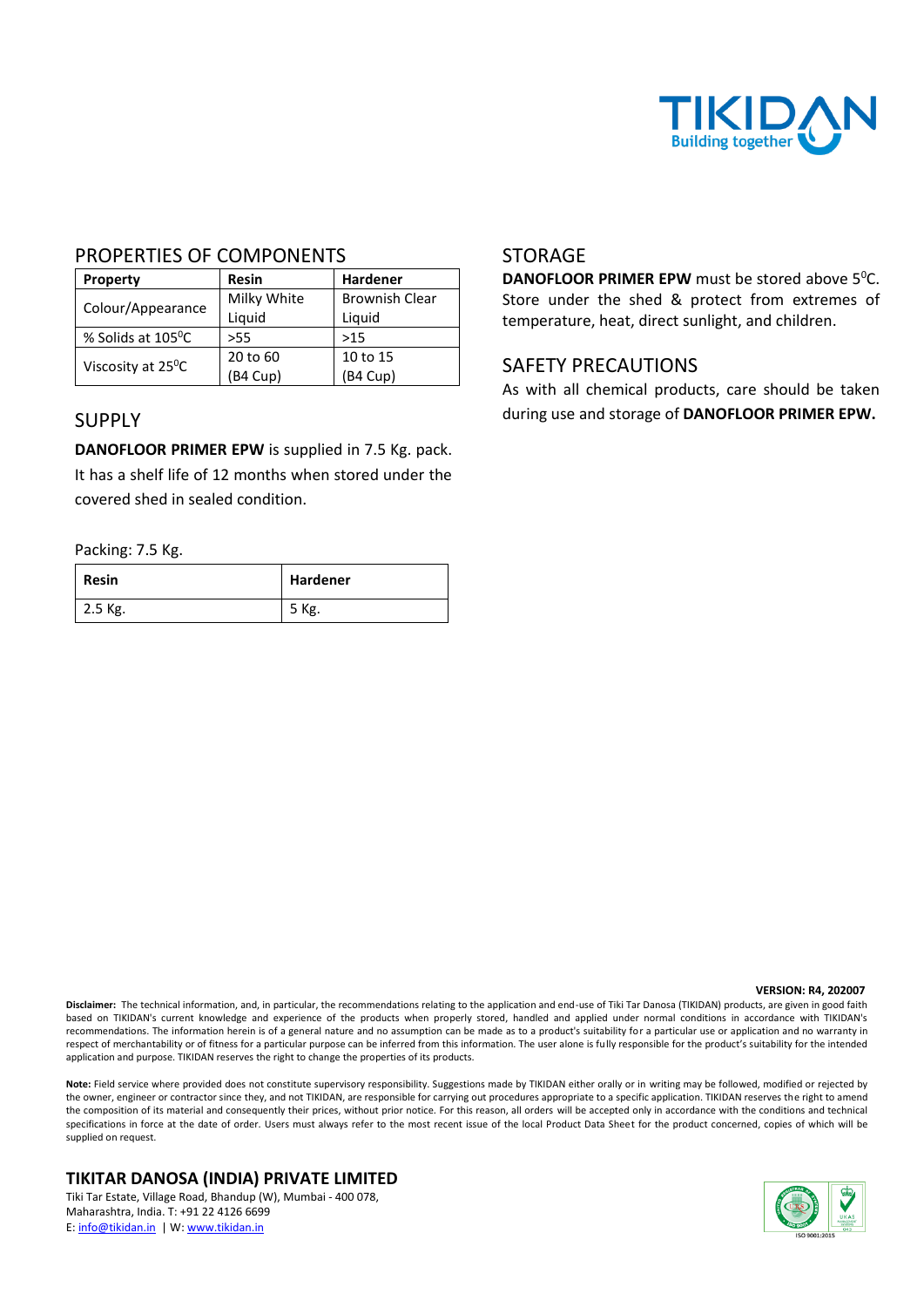## PROPERTIES OF COMPONENTS

| Property | Resin | Hardener |
|---|---|---|
| Colour/Appearance | Milky White Liquid | Brownish Clear Liquid |
| % Solids at 105$^0$C | >55 | >15 |
| Viscosity at 25$^0$C | 20 to 60 (B4 Cup) | 10 to 15 (B4 Cup) |

## SUPPLY

**DANOFLOOR PRIMER EPW** is supplied in 7.5 Kg. pack. It has a shelf life of 12 months when stored under the covered shed in sealed condition.

Packing: 7.5 Kg.

| Resin | Hardener |
|---|---|
| 2.5 Kg. | 5 Kg. |

## STORAGE

**DANOFLOOR PRIMER EPW** must be stored above 5$^0$C. Store under the shed & protect from extremes of temperature, heat, direct sunlight, and children.

## SAFETY PRECAUTIONS

As with all chemical products, care should be taken during use and storage of **DANOFLOOR PRIMER EPW.**

**VERSION: R4, 202007**

**Disclaimer:** The technical information, and, in particular, the recommendations relating to the application and end-use of Tiki Tar Danosa (TIKIDAN) products, are given in good faith based on TIKIDAN's current knowledge and experience of the products when properly stored, handled and applied under normal conditions in accordance with TIKIDAN's recommendations. The information herein is of a general nature and no assumption can be made as to a product's suitability for a particular use or application and no warranty in respect of merchantability or of fitness for a particular purpose can be inferred from this information. The user alone is fully responsible for the product's suitability for the intended application and purpose. TIKIDAN reserves the right to change the properties of its products.

**Note:** Field service where provided does not constitute supervisory responsibility. Suggestions made by TIKIDAN either orally or in writing may be followed, modified or rejected by the owner, engineer or contractor since they, and not TIKIDAN, are responsible for carrying out procedures appropriate to a specific application. TIKIDAN reserves the right to amend the composition of its material and consequently their prices, without prior notice. For this reason, all orders will be accepted only in accordance with the conditions and technical specifications in force at the date of order. Users must always refer to the most recent issue of the local Product Data Sheet for the product concerned, copies of which will be supplied on request.

**TIKITAR DANOSA (INDIA) PRIVATE LIMITED**
Tiki Tar Estate, Village Road, Bhandup (W), Mumbai - 400 078,
Maharashtra, India. T: +91 22 4126 6699
E: info@tikidan.in | W: www.tikidan.in